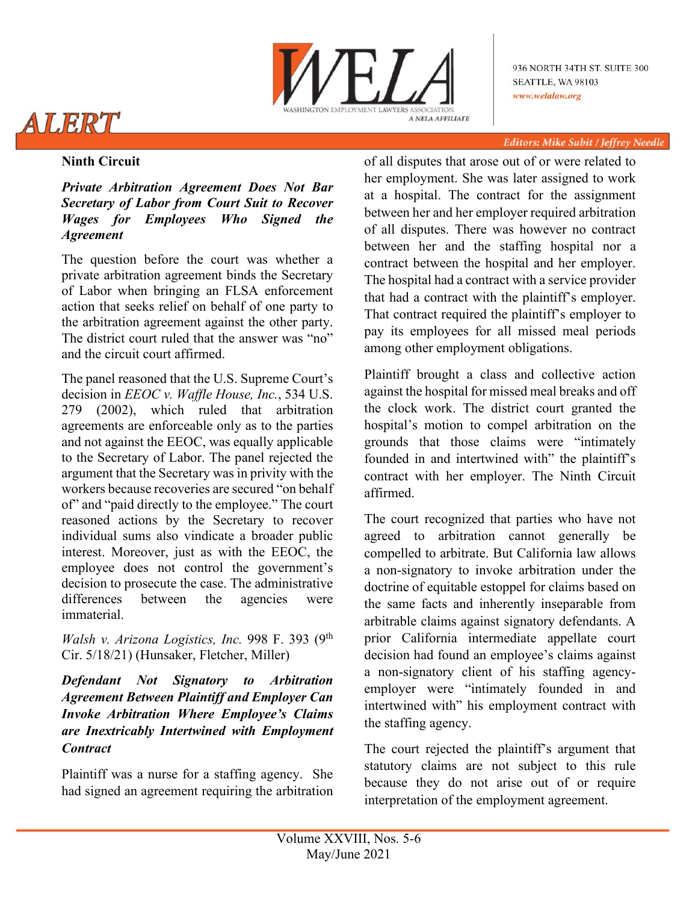# ALERT

936 NORTH 34TH ST. SUITE 300
SEATTLE, WA 98103
www.welalaw.org

WASHINGTON EMPLOYMENT LAWYERS ASSOCIATION
A NELA AFFILIATE

Editors: Mike Subit / Jeffrey Needle

## Ninth Circuit

### *Private Arbitration Agreement Does Not Bar Secretary of Labor from Court Suit to Recover Wages for Employees Who Signed the Agreement*

The question before the court was whether a private arbitration agreement binds the Secretary of Labor when bringing an FLSA enforcement action that seeks relief on behalf of one party to the arbitration agreement against the other party. The district court ruled that the answer was "no" and the circuit court affirmed.

The panel reasoned that the U.S. Supreme Court's decision in *EEOC v. Waffle House, Inc.*, 534 U.S. 279 (2002), which ruled that arbitration agreements are enforceable only as to the parties and not against the EEOC, was equally applicable to the Secretary of Labor. The panel rejected the argument that the Secretary was in privity with the workers because recoveries are secured "on behalf of" and "paid directly to the employee." The court reasoned actions by the Secretary to recover individual sums also vindicate a broader public interest. Moreover, just as with the EEOC, the employee does not control the government's decision to prosecute the case. The administrative differences between the agencies were immaterial.

*Walsh v. Arizona Logistics, Inc.* 998 F. 393 (9th Cir. 5/18/21) (Hunsaker, Fletcher, Miller)

### *Defendant Not Signatory to Arbitration Agreement Between Plaintiff and Employer Can Invoke Arbitration Where Employee's Claims are Inextricably Intertwined with Employment Contract*

Plaintiff was a nurse for a staffing agency. She had signed an agreement requiring the arbitration of all disputes that arose out of or were related to her employment. She was later assigned to work at a hospital. The contract for the assignment between her and her employer required arbitration of all disputes. There was however no contract between her and the staffing hospital nor a contract between the hospital and her employer. The hospital had a contract with a service provider that had a contract with the plaintiff's employer. That contract required the plaintiff's employer to pay its employees for all missed meal periods among other employment obligations.

Plaintiff brought a class and collective action against the hospital for missed meal breaks and off the clock work. The district court granted the hospital's motion to compel arbitration on the grounds that those claims were "intimately founded in and intertwined with" the plaintiff's contract with her employer. The Ninth Circuit affirmed.

The court recognized that parties who have not agreed to arbitration cannot generally be compelled to arbitrate. But California law allows a non-signatory to invoke arbitration under the doctrine of equitable estoppel for claims based on the same facts and inherently inseparable from arbitrable claims against signatory defendants. A prior California intermediate appellate court decision had found an employee's claims against a non-signatory client of his staffing agency-employer were "intimately founded in and intertwined with" his employment contract with the staffing agency.

The court rejected the plaintiff's argument that statutory claims are not subject to this rule because they do not arise out of or require interpretation of the employment agreement.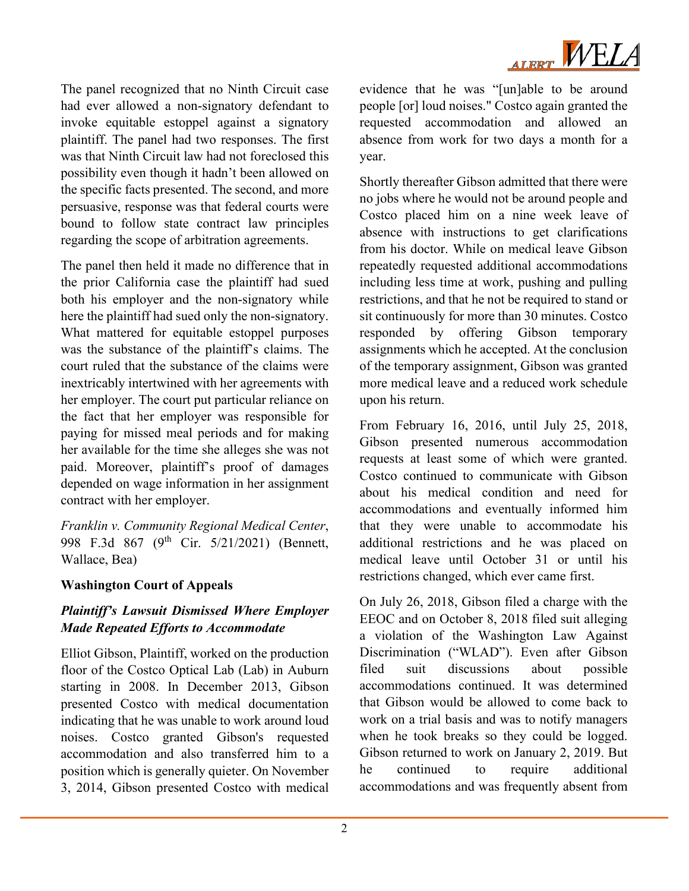The panel recognized that no Ninth Circuit case had ever allowed a non-signatory defendant to invoke equitable estoppel against a signatory plaintiff. The panel had two responses. The first was that Ninth Circuit law had not foreclosed this possibility even though it hadn't been allowed on the specific facts presented. The second, and more persuasive, response was that federal courts were bound to follow state contract law principles regarding the scope of arbitration agreements.

The panel then held it made no difference that in the prior California case the plaintiff had sued both his employer and the non-signatory while here the plaintiff had sued only the non-signatory. What mattered for equitable estoppel purposes was the substance of the plaintiff's claims. The court ruled that the substance of the claims were inextricably intertwined with her agreements with her employer. The court put particular reliance on the fact that her employer was responsible for paying for missed meal periods and for making her available for the time she alleges she was not paid. Moreover, plaintiff's proof of damages depended on wage information in her assignment contract with her employer.

*Franklin v. Community Regional Medical Center*, 998 F.3d 867 (9th Cir. 5/21/2021) (Bennett, Wallace, Bea)

**Washington Court of Appeals**

***Plaintiff's Lawsuit Dismissed Where Employer Made Repeated Efforts to Accommodate***

Elliot Gibson, Plaintiff, worked on the production floor of the Costco Optical Lab (Lab) in Auburn starting in 2008. In December 2013, Gibson presented Costco with medical documentation indicating that he was unable to work around loud noises. Costco granted Gibson's requested accommodation and also transferred him to a position which is generally quieter. On November 3, 2014, Gibson presented Costco with medical evidence that he was "[un]able to be around people [or] loud noises." Costco again granted the requested accommodation and allowed an absence from work for two days a month for a year.

Shortly thereafter Gibson admitted that there were no jobs where he would not be around people and Costco placed him on a nine week leave of absence with instructions to get clarifications from his doctor. While on medical leave Gibson repeatedly requested additional accommodations including less time at work, pushing and pulling restrictions, and that he not be required to stand or sit continuously for more than 30 minutes. Costco responded by offering Gibson temporary assignments which he accepted. At the conclusion of the temporary assignment, Gibson was granted more medical leave and a reduced work schedule upon his return.

From February 16, 2016, until July 25, 2018, Gibson presented numerous accommodation requests at least some of which were granted. Costco continued to communicate with Gibson about his medical condition and need for accommodations and eventually informed him that they were unable to accommodate his additional restrictions and he was placed on medical leave until October 31 or until his restrictions changed, which ever came first.

On July 26, 2018, Gibson filed a charge with the EEOC and on October 8, 2018 filed suit alleging a violation of the Washington Law Against Discrimination ("WLAD"). Even after Gibson filed suit discussions about possible accommodations continued. It was determined that Gibson would be allowed to come back to work on a trial basis and was to notify managers when he took breaks so they could be logged. Gibson returned to work on January 2, 2019. But he continued to require additional accommodations and was frequently absent from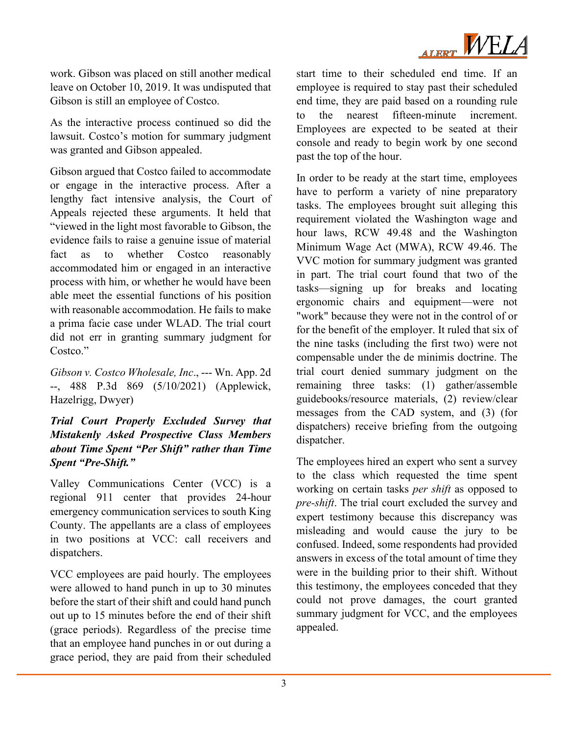work. Gibson was placed on still another medical leave on October 10, 2019. It was undisputed that Gibson is still an employee of Costco.

As the interactive process continued so did the lawsuit. Costco's motion for summary judgment was granted and Gibson appealed.

Gibson argued that Costco failed to accommodate or engage in the interactive process. After a lengthy fact intensive analysis, the Court of Appeals rejected these arguments. It held that "viewed in the light most favorable to Gibson, the evidence fails to raise a genuine issue of material fact as to whether Costco reasonably accommodated him or engaged in an interactive process with him, or whether he would have been able meet the essential functions of his position with reasonable accommodation. He fails to make a prima facie case under WLAD. The trial court did not err in granting summary judgment for Costco."

*Gibson v. Costco Wholesale, Inc*., --- Wn. App. 2d --, 488 P.3d 869 (5/10/2021) (Applewick, Hazelrigg, Dwyer)

### *Trial Court Properly Excluded Survey that Mistakenly Asked Prospective Class Members about Time Spent "Per Shift" rather than Time Spent "Pre-Shift."*

Valley Communications Center (VCC) is a regional 911 center that provides 24-hour emergency communication services to south King County. The appellants are a class of employees in two positions at VCC: call receivers and dispatchers.

VCC employees are paid hourly. The employees were allowed to hand punch in up to 30 minutes before the start of their shift and could hand punch out up to 15 minutes before the end of their shift (grace periods). Regardless of the precise time that an employee hand punches in or out during a grace period, they are paid from their scheduled start time to their scheduled end time. If an employee is required to stay past their scheduled end time, they are paid based on a rounding rule to the nearest fifteen-minute increment. Employees are expected to be seated at their console and ready to begin work by one second past the top of the hour.

In order to be ready at the start time, employees have to perform a variety of nine preparatory tasks. The employees brought suit alleging this requirement violated the Washington wage and hour laws, RCW 49.48 and the Washington Minimum Wage Act (MWA), RCW 49.46. The VVC motion for summary judgment was granted in part. The trial court found that two of the tasks—signing up for breaks and locating ergonomic chairs and equipment—were not "work" because they were not in the control of or for the benefit of the employer. It ruled that six of the nine tasks (including the first two) were not compensable under the de minimis doctrine. The trial court denied summary judgment on the remaining three tasks: (1) gather/assemble guidebooks/resource materials, (2) review/clear messages from the CAD system, and (3) (for dispatchers) receive briefing from the outgoing dispatcher.

The employees hired an expert who sent a survey to the class which requested the time spent working on certain tasks *per shift* as opposed to *pre-shift*. The trial court excluded the survey and expert testimony because this discrepancy was misleading and would cause the jury to be confused. Indeed, some respondents had provided answers in excess of the total amount of time they were in the building prior to their shift. Without this testimony, the employees conceded that they could not prove damages, the court granted summary judgment for VCC, and the employees appealed.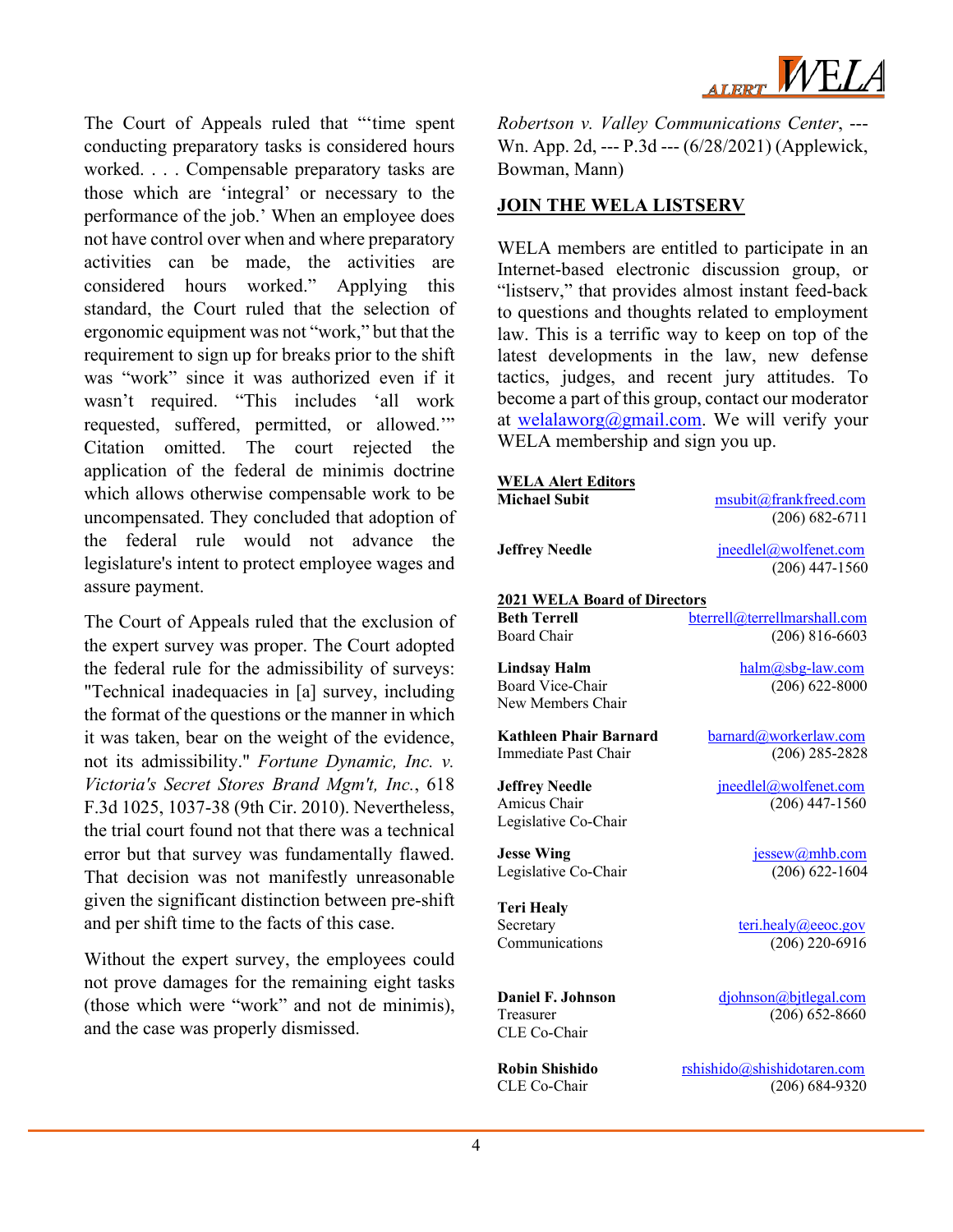The Court of Appeals ruled that "'time spent conducting preparatory tasks is considered hours worked. . . . Compensable preparatory tasks are those which are 'integral' or necessary to the performance of the job.' When an employee does not have control over when and where preparatory activities can be made, the activities are considered hours worked." Applying this standard, the Court ruled that the selection of ergonomic equipment was not "work," but that the requirement to sign up for breaks prior to the shift was "work" since it was authorized even if it wasn't required. "This includes 'all work requested, suffered, permitted, or allowed.'" Citation omitted. The court rejected the application of the federal de minimis doctrine which allows otherwise compensable work to be uncompensated. They concluded that adoption of the federal rule would not advance the legislature's intent to protect employee wages and assure payment.

The Court of Appeals ruled that the exclusion of the expert survey was proper. The Court adopted the federal rule for the admissibility of surveys: "Technical inadequacies in [a] survey, including the format of the questions or the manner in which it was taken, bear on the weight of the evidence, not its admissibility." *Fortune Dynamic, Inc. v. Victoria's Secret Stores Brand Mgm't, Inc.*, 618 F.3d 1025, 1037-38 (9th Cir. 2010). Nevertheless, the trial court found not that there was a technical error but that survey was fundamentally flawed. That decision was not manifestly unreasonable given the significant distinction between pre-shift and per shift time to the facts of this case.

Without the expert survey, the employees could not prove damages for the remaining eight tasks (those which were "work" and not de minimis), and the case was properly dismissed.

*Robertson v. Valley Communications Center*, --- Wn. App. 2d, --- P.3d --- (6/28/2021) (Applewick, Bowman, Mann)

## JOIN THE WELA LISTSERV

WELA members are entitled to participate in an Internet-based electronic discussion group, or "listserv," that provides almost instant feed-back to questions and thoughts related to employment law. This is a terrific way to keep on top of the latest developments in the law, new defense tactics, judges, and recent jury attitudes. To become a part of this group, contact our moderator at welalaworg@gmail.com. We will verify your WELA membership and sign you up.

**WELA Alert Editors**

**Michael Subit** — msubit@frankfreed.com — (206) 682-6711

**Jeffrey Needle** — jneedlel@wolfenet.com — (206) 447-1560

**2021 WELA Board of Directors**

**Beth Terrell**
Board Chair — bterrell@terrellmarshall.com — (206) 816-6603

**Lindsay Halm**
Board Vice-Chair
New Members Chair — halm@sbg-law.com — (206) 622-8000

**Kathleen Phair Barnard**
Immediate Past Chair — barnard@workerlaw.com — (206) 285-2828

**Jeffrey Needle**
Amicus Chair
Legislative Co-Chair — jneedlel@wolfenet.com — (206) 447-1560

**Jesse Wing**
Legislative Co-Chair — jessew@mhb.com — (206) 622-1604

**Teri Healy**
Secretary
Communications — teri.healy@eeoc.gov — (206) 220-6916

**Daniel F. Johnson**
Treasurer
CLE Co-Chair — djohnson@bjtlegal.com — (206) 652-8660

**Robin Shishido**
CLE Co-Chair — rshishido@shishidotaren.com — (206) 684-9320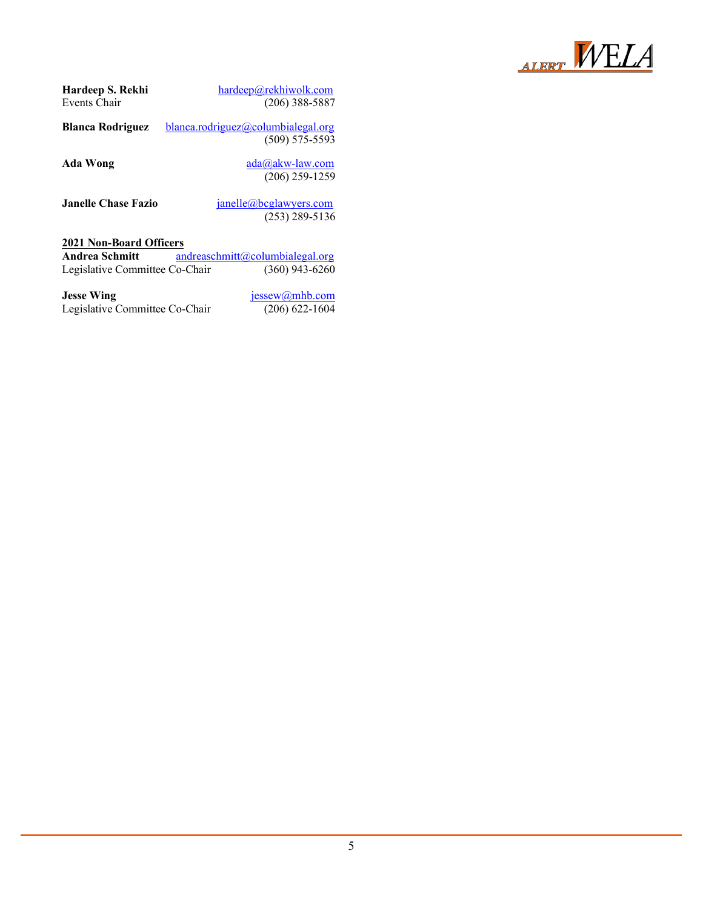**Hardeep S. Rekhi** hardeep@rekhiwolk.com
Events Chair (206) 388-5887

**Blanca Rodriguez** blanca.rodriguez@columbialegal.org
(509) 575-5593

**Ada Wong** ada@akw-law.com
(206) 259-1259

**Janelle Chase Fazio** janelle@bcglawyers.com
(253) 289-5136

**2021 Non-Board Officers**

**Andrea Schmitt** andreaschmitt@columbialegal.org
Legislative Committee Co-Chair (360) 943-6260

**Jesse Wing** jessew@mhb.com
Legislative Committee Co-Chair (206) 622-1604